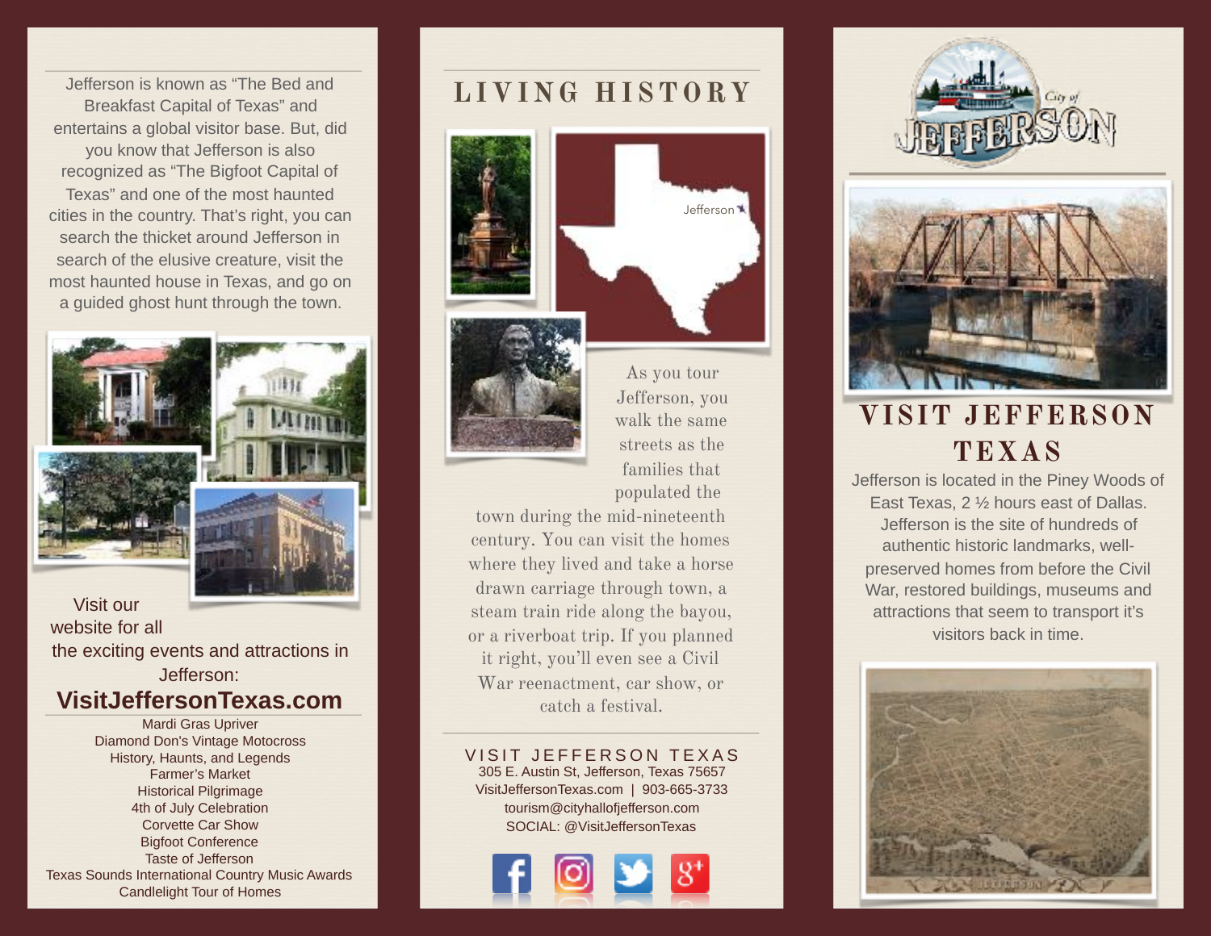Jefferson is known as “The Bed and Breakfast Capital of Texas” and entertains a global visitor base. But, did you know that Jefferson is also recognized as “The Bigfoot Capital of Texas” and one of the most haunted cities in the country. That’s right, you can search the thicket around Jefferson in search of the elusive creature, visit the most haunted house in Texas, and go on a guided ghost hunt through the town.

Visit our website for all the exciting events and attractions in Jefferson:

**VisitJeffersonTexas.com**

- Mardi Gras Upriver
- Diamond Don's Vintage Motocross
- History, Haunts, and Legends
- Farmer’s Market
- Historical Pilgrimage
- 4th of July Celebration
- Corvette Car Show
- Bigfoot Conference
- Taste of Jefferson
- Texas Sounds International Country Music Awards
- Candlelight Tour of Homes

# LIVING HISTORY

Jefferson

As you tour Jefferson, you walk the same streets as the families that populated the town during the mid-nineteenth century. You can visit the homes where they lived and take a horse drawn carriage through town, a steam train ride along the bayou, or a riverboat trip. If you planned it right, you’ll even see a Civil War reenactment, car show, or catch a festival.

## VISIT JEFFERSON TEXAS

305 E. Austin St, Jefferson, Texas 75657
VisitJeffersonTexas.com | 903-665-3733
tourism@cityhallofjefferson.com
SOCIAL: @VisitJeffersonTexas

City of JEFFERSON

# VISIT JEFFERSON TEXAS

Jefferson is located in the Piney Woods of East Texas, 2 ½ hours east of Dallas. Jefferson is the site of hundreds of authentic historic landmarks, well-preserved homes from before the Civil War, restored buildings, museums and attractions that seem to transport it’s visitors back in time.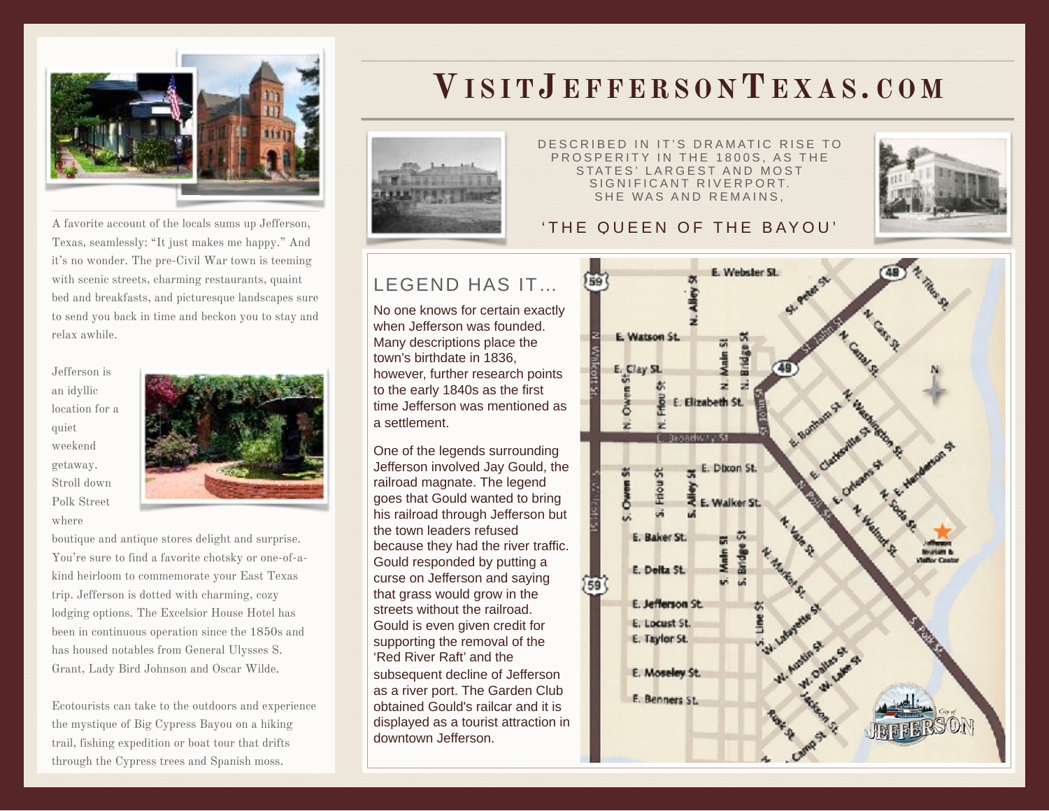# VisitJeffersonTexas.com

A favorite account of the locals sums up Jefferson, Texas, seamlessly: "It just makes me happy." And it's no wonder. The pre-Civil War town is teeming with scenic streets, charming restaurants, quaint bed and breakfasts, and picturesque landscapes sure to send you back in time and beckon you to stay and relax awhile.

Jefferson is an idyllic location for a quiet weekend getaway. Stroll down Polk Street where boutique and antique stores delight and surprise. You're sure to find a favorite chotsky or one-of-a-kind heirloom to commemorate your East Texas trip. Jefferson is dotted with charming, cozy lodging options. The Excelsior House Hotel has been in continuous operation since the 1850s and has housed notables from General Ulysses S. Grant, Lady Bird Johnson and Oscar Wilde.

Ecotourists can take to the outdoors and experience the mystique of Big Cypress Bayou on a hiking trail, fishing expedition or boat tour that drifts through the Cypress trees and Spanish moss.

DESCRIBED IN IT'S DRAMATIC RISE TO PROSPERITY IN THE 1800S, AS THE STATES' LARGEST AND MOST SIGNIFICANT RIVERPORT. SHE WAS AND REMAINS,

'THE QUEEN OF THE BAYOU'

## LEGEND HAS IT…

No one knows for certain exactly when Jefferson was founded. Many descriptions place the town's birthdate in 1836, however, further research points to the early 1840s as the first time Jefferson was mentioned as a settlement.

One of the legends surrounding Jefferson involved Jay Gould, the railroad magnate. The legend goes that Gould wanted to bring his railroad through Jefferson but the town leaders refused because they had the river traffic. Gould responded by putting a curse on Jefferson and saying that grass would grow in the streets without the railroad. Gould is even given credit for supporting the removal of the 'Red River Raft' and the subsequent decline of Jefferson as a river port. The Garden Club obtained Gould's railcar and it is displayed as a tourist attraction in downtown Jefferson.

59
E. Webster St.
N. Alley St
St. Peter St.
49
N. Titus St.
E. Watson St.
N. Walcott St.
N. Main St
N. Bridge St
St. John St.
N. Cass St.
E. Clay St.
N. Owen St
N. Friou St
49
N. Canal St.
E. Elizabeth St.
N
E. Broadway St
E. Bonham St.
N. Washington St.
E. Clarksville St.
E. Henderson St.
S. Walcott St.
S. Owen St
S. Friou St
S. Alley St
E. Dixon St.
E. Walker St.
N. Polk St.
E. Orleans St.
N. Soda St.
N. Walnut St.
N. Vale St.
Jefferson Museum & Visitor Center
E. Baker St.
S. Main St
S. Bridge St
N. Market St.
E. Delta St.
59
E. Jefferson St.
S. Line St.
W. Lafayette St.
S. Polk St.
E. Locust St.
E. Taylor St.
W. Austin St.
W. Dallas St.
W. Lake St.
E. Moseley St.
Jackson St.
E. Benners St.
Rusk St.
Camp St.
City of JEFFERSON